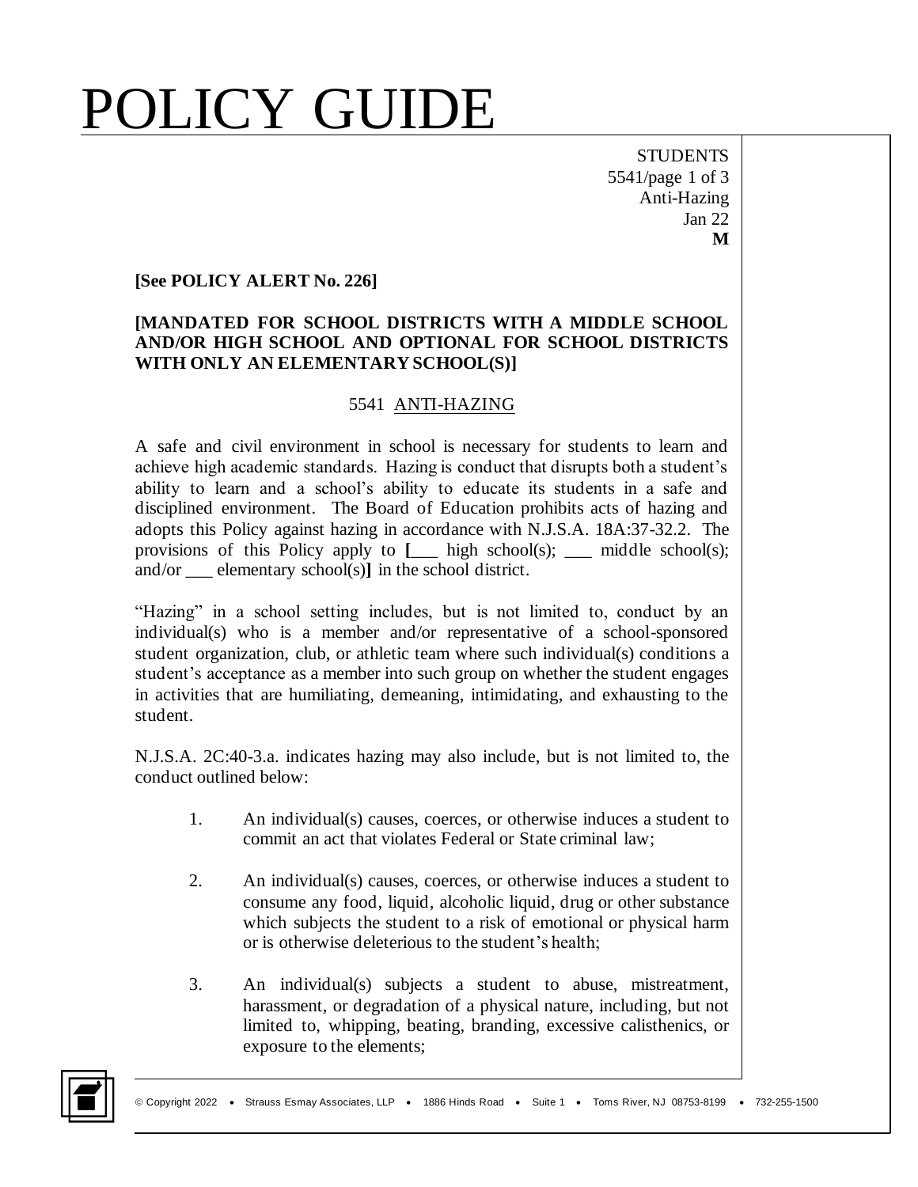# POLICY GUIDE

STUDENTS
5541/page 1 of 3
Anti-Hazing
Jan 22
**M**

**[See POLICY ALERT No. 226]**

**[MANDATED FOR SCHOOL DISTRICTS WITH A MIDDLE SCHOOL AND/OR HIGH SCHOOL AND OPTIONAL FOR SCHOOL DISTRICTS WITH ONLY AN ELEMENTARY SCHOOL(S)]**

## 5541 ANTI-HAZING

A safe and civil environment in school is necessary for students to learn and achieve high academic standards. Hazing is conduct that disrupts both a student's ability to learn and a school's ability to educate its students in a safe and disciplined environment. The Board of Education prohibits acts of hazing and adopts this Policy against hazing in accordance with N.J.S.A. 18A:37-32.2. The provisions of this Policy apply to **[**___ high school(s); ___ middle school(s); and/or ___ elementary school(s)**]** in the school district.

"Hazing" in a school setting includes, but is not limited to, conduct by an individual(s) who is a member and/or representative of a school-sponsored student organization, club, or athletic team where such individual(s) conditions a student's acceptance as a member into such group on whether the student engages in activities that are humiliating, demeaning, intimidating, and exhausting to the student.

N.J.S.A. 2C:40-3.a. indicates hazing may also include, but is not limited to, the conduct outlined below:

1. An individual(s) causes, coerces, or otherwise induces a student to commit an act that violates Federal or State criminal law;

2. An individual(s) causes, coerces, or otherwise induces a student to consume any food, liquid, alcoholic liquid, drug or other substance which subjects the student to a risk of emotional or physical harm or is otherwise deleterious to the student's health;

3. An individual(s) subjects a student to abuse, mistreatment, harassment, or degradation of a physical nature, including, but not limited to, whipping, beating, branding, excessive calisthenics, or exposure to the elements;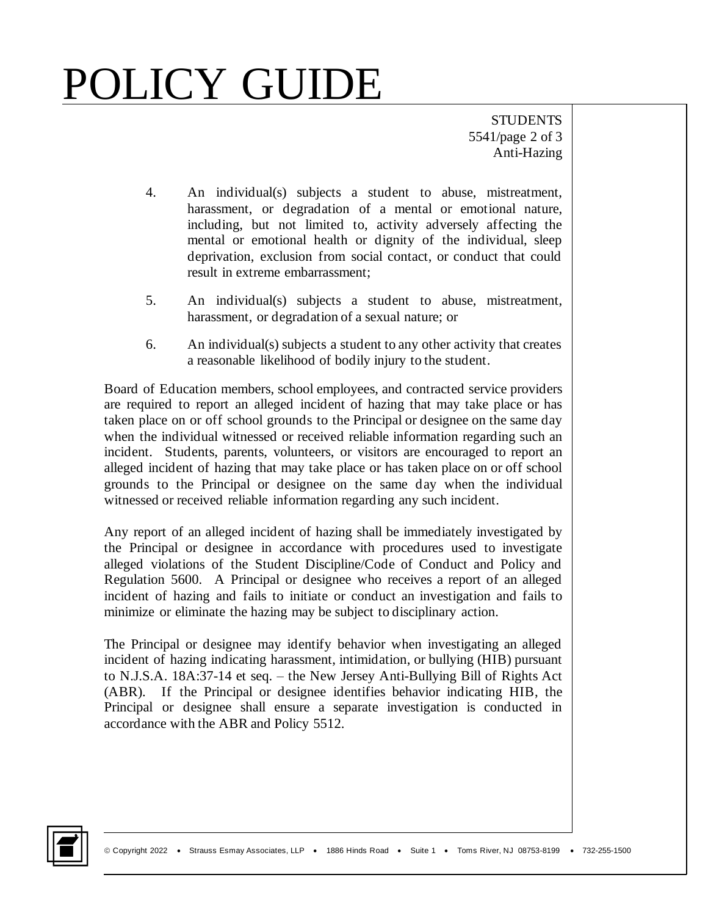4. An individual(s) subjects a student to abuse, mistreatment, harassment, or degradation of a mental or emotional nature, including, but not limited to, activity adversely affecting the mental or emotional health or dignity of the individual, sleep deprivation, exclusion from social contact, or conduct that could result in extreme embarrassment;

5. An individual(s) subjects a student to abuse, mistreatment, harassment, or degradation of a sexual nature; or

6. An individual(s) subjects a student to any other activity that creates a reasonable likelihood of bodily injury to the student.

Board of Education members, school employees, and contracted service providers are required to report an alleged incident of hazing that may take place or has taken place on or off school grounds to the Principal or designee on the same day when the individual witnessed or received reliable information regarding such an incident. Students, parents, volunteers, or visitors are encouraged to report an alleged incident of hazing that may take place or has taken place on or off school grounds to the Principal or designee on the same day when the individual witnessed or received reliable information regarding any such incident.

Any report of an alleged incident of hazing shall be immediately investigated by the Principal or designee in accordance with procedures used to investigate alleged violations of the Student Discipline/Code of Conduct and Policy and Regulation 5600. A Principal or designee who receives a report of an alleged incident of hazing and fails to initiate or conduct an investigation and fails to minimize or eliminate the hazing may be subject to disciplinary action.

The Principal or designee may identify behavior when investigating an alleged incident of hazing indicating harassment, intimidation, or bullying (HIB) pursuant to N.J.S.A. 18A:37-14 et seq. – the New Jersey Anti-Bullying Bill of Rights Act (ABR). If the Principal or designee identifies behavior indicating HIB, the Principal or designee shall ensure a separate investigation is conducted in accordance with the ABR and Policy 5512.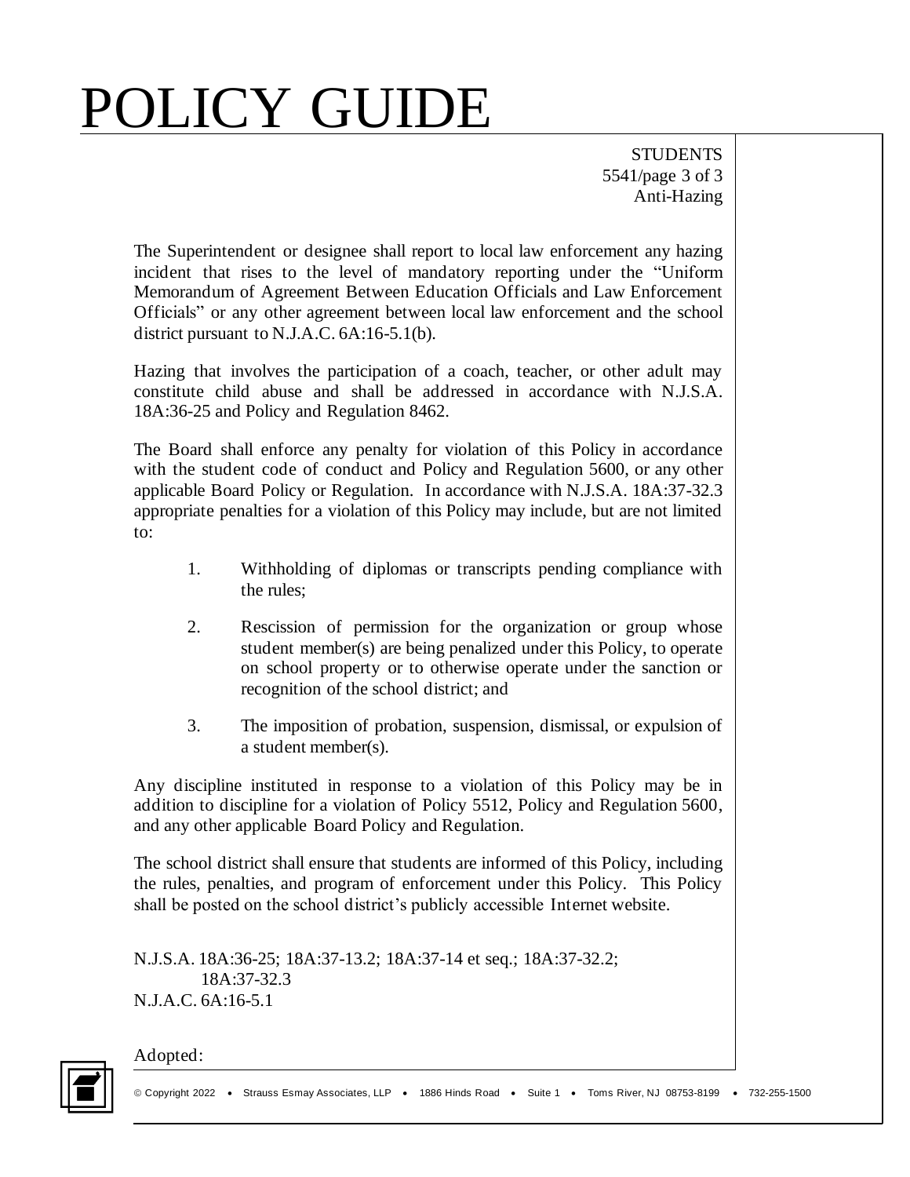The Superintendent or designee shall report to local law enforcement any hazing incident that rises to the level of mandatory reporting under the "Uniform Memorandum of Agreement Between Education Officials and Law Enforcement Officials" or any other agreement between local law enforcement and the school district pursuant to N.J.A.C. 6A:16-5.1(b).

Hazing that involves the participation of a coach, teacher, or other adult may constitute child abuse and shall be addressed in accordance with N.J.S.A. 18A:36-25 and Policy and Regulation 8462.

The Board shall enforce any penalty for violation of this Policy in accordance with the student code of conduct and Policy and Regulation 5600, or any other applicable Board Policy or Regulation. In accordance with N.J.S.A. 18A:37-32.3 appropriate penalties for a violation of this Policy may include, but are not limited to:

1. Withholding of diplomas or transcripts pending compliance with the rules;
2. Rescission of permission for the organization or group whose student member(s) are being penalized under this Policy, to operate on school property or to otherwise operate under the sanction or recognition of the school district; and
3. The imposition of probation, suspension, dismissal, or expulsion of a student member(s).

Any discipline instituted in response to a violation of this Policy may be in addition to discipline for a violation of Policy 5512, Policy and Regulation 5600, and any other applicable Board Policy and Regulation.

The school district shall ensure that students are informed of this Policy, including the rules, penalties, and program of enforcement under this Policy. This Policy shall be posted on the school district's publicly accessible Internet website.

N.J.S.A. 18A:36-25; 18A:37-13.2; 18A:37-14 et seq.; 18A:37-32.2;
18A:37-32.3
N.J.A.C. 6A:16-5.1

Adopted: